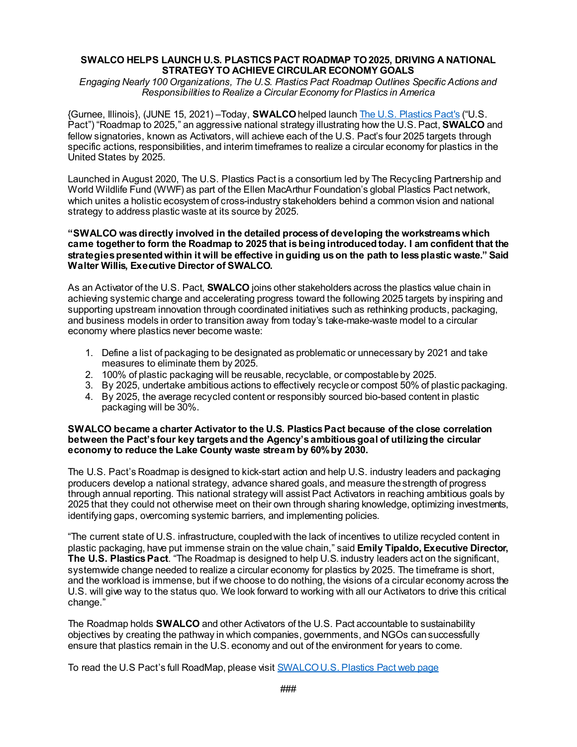# SWALCO HELPS LAUNCH U.S. PLASTICS PACT ROADMAP TO 2025, DRIVING A NATIONAL STRATEGY TO ACHIEVE CIRCULAR ECONOMY GOALS

*Engaging Nearly 100 Organizations, The U.S. Plastics Pact Roadmap Outlines Specific Actions and Responsibilities to Realize a Circular Economy for Plastics in America*

{Gurnee, Illinois}, (JUNE 15, 2021) –Today, **SWALCO** helped launch [The U.S. Plastics Pact's](#) ("U.S. Pact") "Roadmap to 2025," an aggressive national strategy illustrating how the U.S. Pact, **SWALCO** and fellow signatories, known as Activators, will achieve each of the U.S. Pact's four 2025 targets through specific actions, responsibilities, and interim timeframes to realize a circular economy for plastics in the United States by 2025.

Launched in August 2020, The U.S. Plastics Pact is a consortium led by The Recycling Partnership and World Wildlife Fund (WWF) as part of the Ellen MacArthur Foundation's global Plastics Pact network, which unites a holistic ecosystem of cross-industry stakeholders behind a common vision and national strategy to address plastic waste at its source by 2025.

**"SWALCO was directly involved in the detailed process of developing the workstreams which came together to form the Roadmap to 2025 that is being introduced today. I am confident that the strategies presented within it will be effective in guiding us on the path to less plastic waste." Said Walter Willis, Executive Director of SWALCO.**

As an Activator of the U.S. Pact, **SWALCO** joins other stakeholders across the plastics value chain in achieving systemic change and accelerating progress toward the following 2025 targets by inspiring and supporting upstream innovation through coordinated initiatives such as rethinking products, packaging, and business models in order to transition away from today's take-make-waste model to a circular economy where plastics never become waste:

1. Define a list of packaging to be designated as problematic or unnecessary by 2021 and take measures to eliminate them by 2025.
2. 100% of plastic packaging will be reusable, recyclable, or compostable by 2025.
3. By 2025, undertake ambitious actions to effectively recycle or compost 50% of plastic packaging.
4. By 2025, the average recycled content or responsibly sourced bio-based content in plastic packaging will be 30%.

**SWALCO became a charter Activator to the U.S. Plastics Pact because of the close correlation between the Pact's four key targets and the Agency's ambitious goal of utilizing the circular economy to reduce the Lake County waste stream by 60% by 2030.**

The U.S. Pact's Roadmap is designed to kick-start action and help U.S. industry leaders and packaging producers develop a national strategy, advance shared goals, and measure the strength of progress through annual reporting. This national strategy will assist Pact Activators in reaching ambitious goals by 2025 that they could not otherwise meet on their own through sharing knowledge, optimizing investments, identifying gaps, overcoming systemic barriers, and implementing policies.

"The current state of U.S. infrastructure, coupled with the lack of incentives to utilize recycled content in plastic packaging, have put immense strain on the value chain," said **Emily Tipaldo, Executive Director, The U.S. Plastics Pact**. "The Roadmap is designed to help U.S. industry leaders act on the significant, systemwide change needed to realize a circular economy for plastics by 2025. The timeframe is short, and the workload is immense, but if we choose to do nothing, the visions of a circular economy across the U.S. will give way to the status quo. We look forward to working with all our Activators to drive this critical change."

The Roadmap holds **SWALCO** and other Activators of the U.S. Pact accountable to sustainability objectives by creating the pathway in which companies, governments, and NGOs can successfully ensure that plastics remain in the U.S. economy and out of the environment for years to come.

To read the U.S Pact's full RoadMap, please visit [SWALCO U.S. Plastics Pact web page](#)

###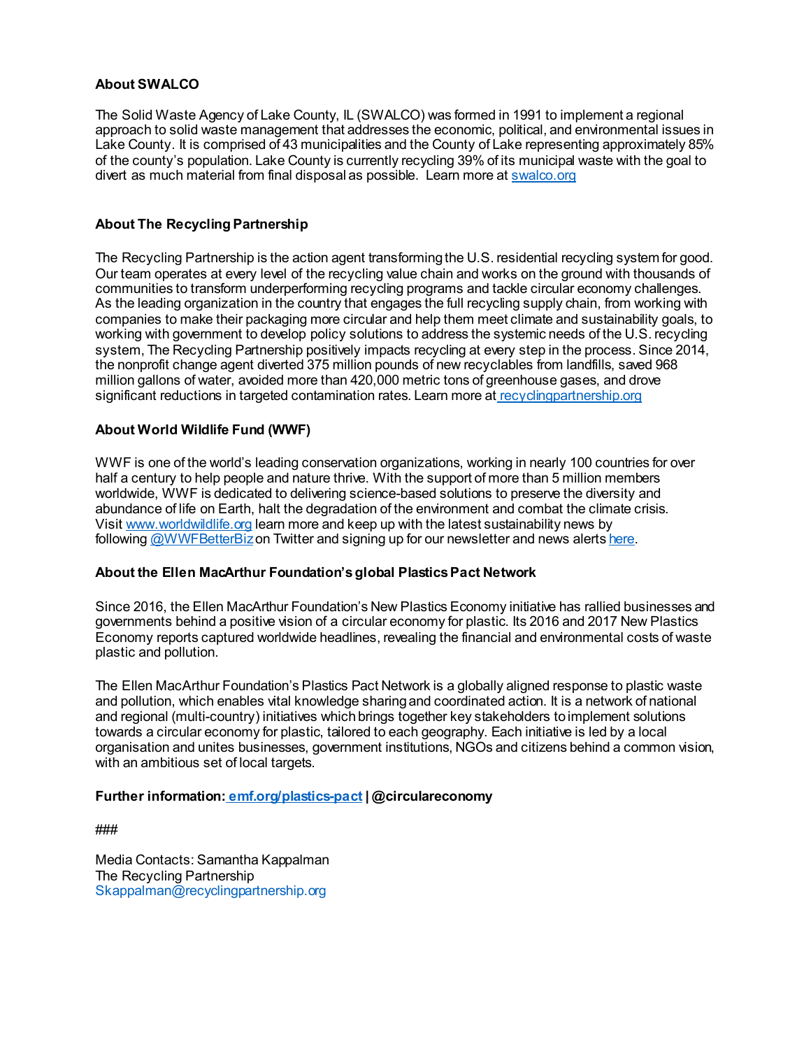**About SWALCO**

The Solid Waste Agency of Lake County, IL (SWALCO) was formed in 1991 to implement a regional approach to solid waste management that addresses the economic, political, and environmental issues in Lake County. It is comprised of 43 municipalities and the County of Lake representing approximately 85% of the county's population. Lake County is currently recycling 39% of its municipal waste with the goal to divert as much material from final disposal as possible. Learn more at swalco.org

**About The Recycling Partnership**

The Recycling Partnership is the action agent transforming the U.S. residential recycling system for good. Our team operates at every level of the recycling value chain and works on the ground with thousands of communities to transform underperforming recycling programs and tackle circular economy challenges. As the leading organization in the country that engages the full recycling supply chain, from working with companies to make their packaging more circular and help them meet climate and sustainability goals, to working with government to develop policy solutions to address the systemic needs of the U.S. recycling system, The Recycling Partnership positively impacts recycling at every step in the process. Since 2014, the nonprofit change agent diverted 375 million pounds of new recyclables from landfills, saved 968 million gallons of water, avoided more than 420,000 metric tons of greenhouse gases, and drove significant reductions in targeted contamination rates. Learn more at recyclingpartnership.org

**About World Wildlife Fund (WWF)**

WWF is one of the world's leading conservation organizations, working in nearly 100 countries for over half a century to help people and nature thrive. With the support of more than 5 million members worldwide, WWF is dedicated to delivering science-based solutions to preserve the diversity and abundance of life on Earth, halt the degradation of the environment and combat the climate crisis. Visit www.worldwildlife.org learn more and keep up with the latest sustainability news by following @WWFBetterBiz on Twitter and signing up for our newsletter and news alerts here.

**About the Ellen MacArthur Foundation's global Plastics Pact Network**

Since 2016, the Ellen MacArthur Foundation's New Plastics Economy initiative has rallied businesses and governments behind a positive vision of a circular economy for plastic. Its 2016 and 2017 New Plastics Economy reports captured worldwide headlines, revealing the financial and environmental costs of waste plastic and pollution.

The Ellen MacArthur Foundation's Plastics Pact Network is a globally aligned response to plastic waste and pollution, which enables vital knowledge sharing and coordinated action. It is a network of national and regional (multi-country) initiatives which brings together key stakeholders to implement solutions towards a circular economy for plastic, tailored to each geography. Each initiative is led by a local organisation and unites businesses, government institutions, NGOs and citizens behind a common vision, with an ambitious set of local targets.

**Further information: emf.org/plastics-pact | @circulareconomy**

###

Media Contacts: Samantha Kappalman
The Recycling Partnership
Skappalman@recyclingpartnership.org